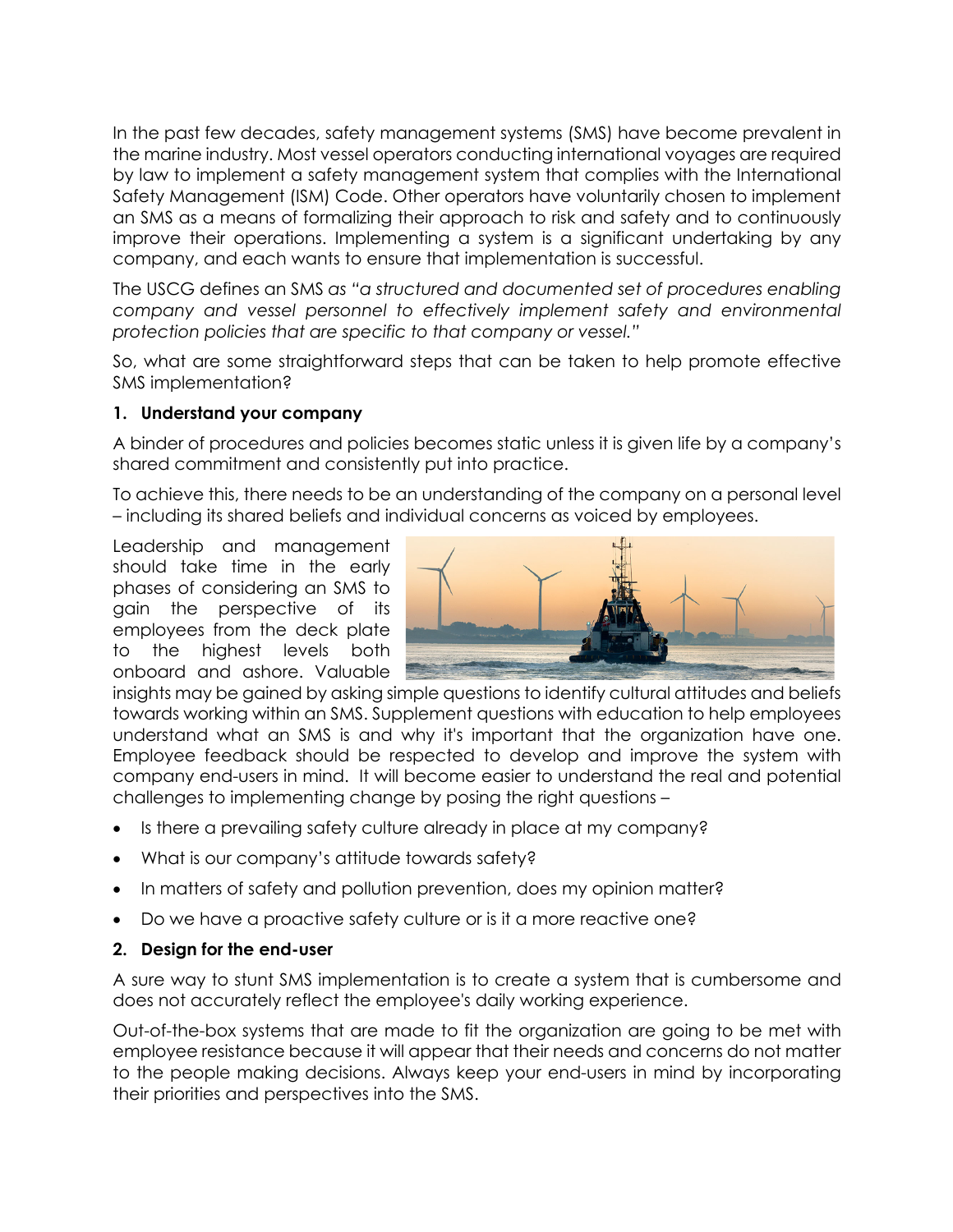In the past few decades, safety management systems (SMS) have become prevalent in the marine industry. Most vessel operators conducting international voyages are required by law to implement a safety management system that complies with the International Safety Management (ISM) Code. Other operators have voluntarily chosen to implement an SMS as a means of formalizing their approach to risk and safety and to continuously improve their operations. Implementing a system is a significant undertaking by any company, and each wants to ensure that implementation is successful.

The USCG defines an SMS *as "a structured and documented set of procedures enabling company and vessel personnel to effectively implement safety and environmental protection policies that are specific to that company or vessel."*

So, what are some straightforward steps that can be taken to help promote effective SMS implementation?

**1. Understand your company**

A binder of procedures and policies becomes static unless it is given life by a company's shared commitment and consistently put into practice.

To achieve this, there needs to be an understanding of the company on a personal level – including its shared beliefs and individual concerns as voiced by employees.

Leadership and management should take time in the early phases of considering an SMS to gain the perspective of its employees from the deck plate to the highest levels both onboard and ashore. Valuable insights may be gained by asking simple questions to identify cultural attitudes and beliefs towards working within an SMS. Supplement questions with education to help employees understand what an SMS is and why it's important that the organization have one. Employee feedback should be respected to develop and improve the system with company end-users in mind. It will become easier to understand the real and potential challenges to implementing change by posing the right questions –

- Is there a prevailing safety culture already in place at my company?
- What is our company's attitude towards safety?
- In matters of safety and pollution prevention, does my opinion matter?
- Do we have a proactive safety culture or is it a more reactive one?

**2. Design for the end-user**

A sure way to stunt SMS implementation is to create a system that is cumbersome and does not accurately reflect the employee's daily working experience.

Out-of-the-box systems that are made to fit the organization are going to be met with employee resistance because it will appear that their needs and concerns do not matter to the people making decisions. Always keep your end-users in mind by incorporating their priorities and perspectives into the SMS.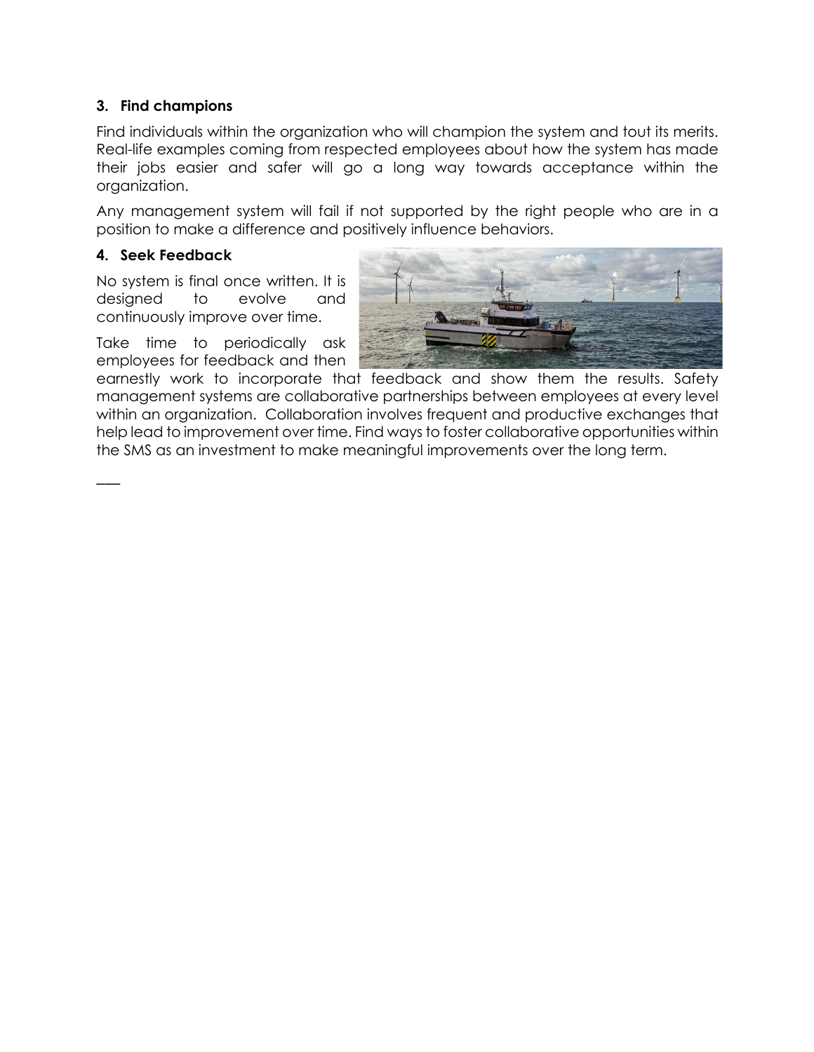### 3. Find champions

Find individuals within the organization who will champion the system and tout its merits. Real-life examples coming from respected employees about how the system has made their jobs easier and safer will go a long way towards acceptance within the organization.

Any management system will fail if not supported by the right people who are in a position to make a difference and positively influence behaviors.

### 4. Seek Feedback

No system is final once written. It is designed to evolve and continuously improve over time.

Take time to periodically ask employees for feedback and then earnestly work to incorporate that feedback and show them the results. Safety management systems are collaborative partnerships between employees at every level within an organization. Collaboration involves frequent and productive exchanges that help lead to improvement over time. Find ways to foster collaborative opportunities within the SMS as an investment to make meaningful improvements over the long term.

___